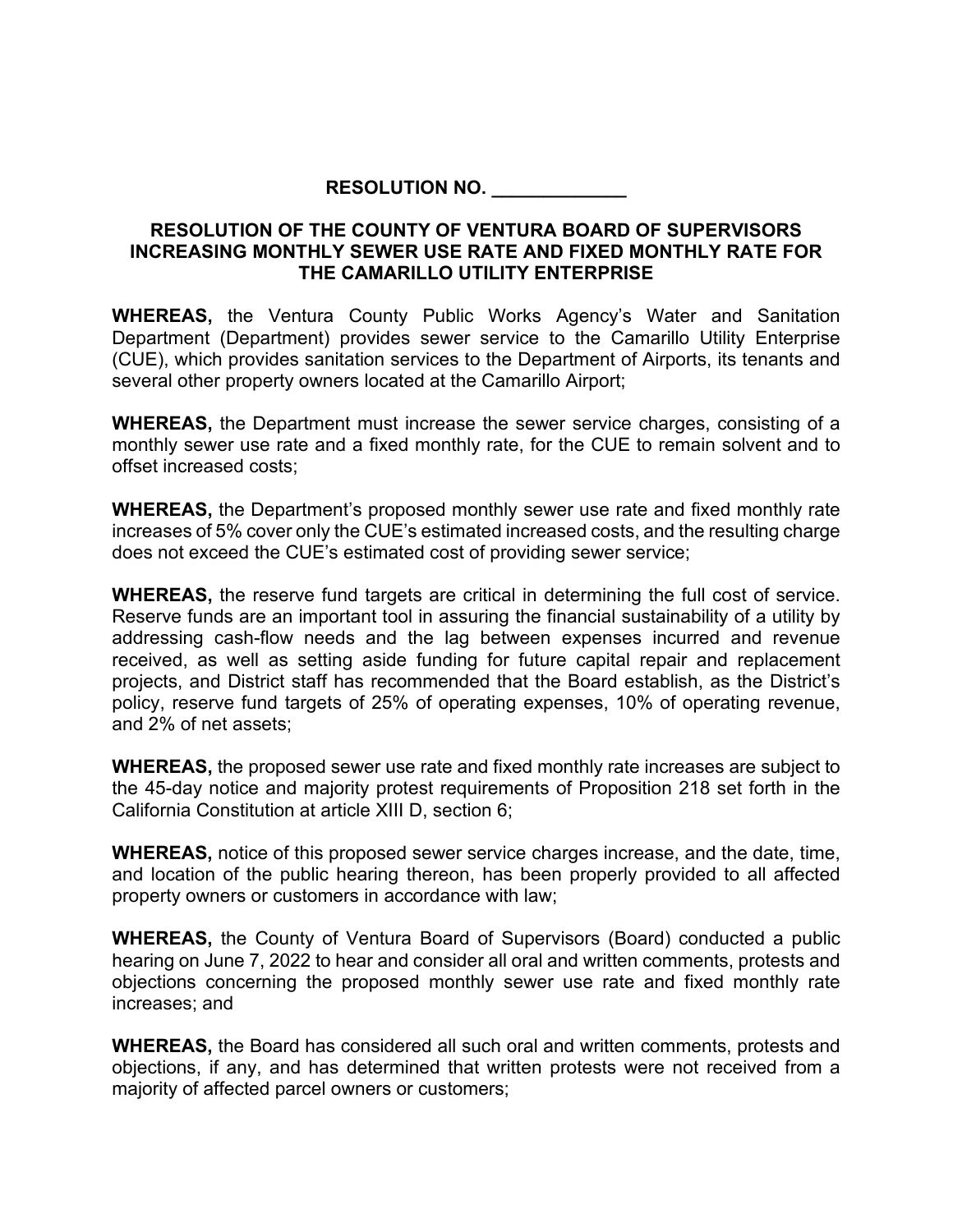**RESOLUTION NO. _____________**

**RESOLUTION OF THE COUNTY OF VENTURA BOARD OF SUPERVISORS INCREASING MONTHLY SEWER USE RATE AND FIXED MONTHLY RATE FOR THE CAMARILLO UTILITY ENTERPRISE**

**WHEREAS,** the Ventura County Public Works Agency's Water and Sanitation Department (Department) provides sewer service to the Camarillo Utility Enterprise (CUE), which provides sanitation services to the Department of Airports, its tenants and several other property owners located at the Camarillo Airport;

**WHEREAS,** the Department must increase the sewer service charges, consisting of a monthly sewer use rate and a fixed monthly rate, for the CUE to remain solvent and to offset increased costs;

**WHEREAS,** the Department's proposed monthly sewer use rate and fixed monthly rate increases of 5% cover only the CUE's estimated increased costs, and the resulting charge does not exceed the CUE's estimated cost of providing sewer service;

**WHEREAS,** the reserve fund targets are critical in determining the full cost of service. Reserve funds are an important tool in assuring the financial sustainability of a utility by addressing cash-flow needs and the lag between expenses incurred and revenue received, as well as setting aside funding for future capital repair and replacement projects, and District staff has recommended that the Board establish, as the District's policy, reserve fund targets of 25% of operating expenses, 10% of operating revenue, and 2% of net assets;

**WHEREAS,** the proposed sewer use rate and fixed monthly rate increases are subject to the 45-day notice and majority protest requirements of Proposition 218 set forth in the California Constitution at article XIII D, section 6;

**WHEREAS,** notice of this proposed sewer service charges increase, and the date, time, and location of the public hearing thereon, has been properly provided to all affected property owners or customers in accordance with law;

**WHEREAS,** the County of Ventura Board of Supervisors (Board) conducted a public hearing on June 7, 2022 to hear and consider all oral and written comments, protests and objections concerning the proposed monthly sewer use rate and fixed monthly rate increases; and

**WHEREAS,** the Board has considered all such oral and written comments, protests and objections, if any, and has determined that written protests were not received from a majority of affected parcel owners or customers;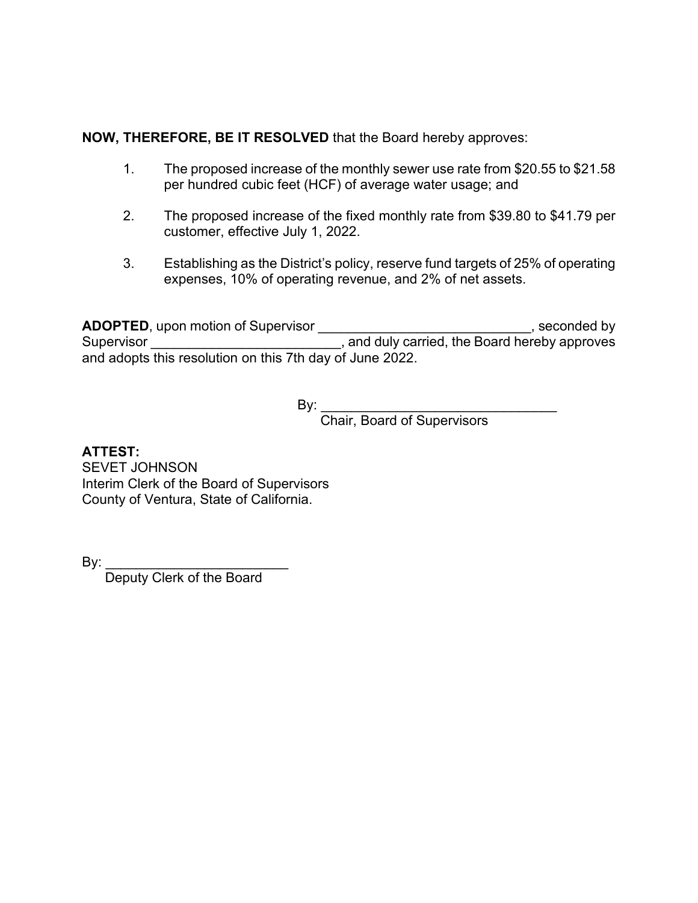**NOW, THEREFORE, BE IT RESOLVED** that the Board hereby approves:

1. The proposed increase of the monthly sewer use rate from $20.55 to $21.58 per hundred cubic feet (HCF) of average water usage; and

2. The proposed increase of the fixed monthly rate from $39.80 to $41.79 per customer, effective July 1, 2022.

3. Establishing as the District's policy, reserve fund targets of 25% of operating expenses, 10% of operating revenue, and 2% of net assets.

**ADOPTED**, upon motion of Supervisor ____________________________, seconded by Supervisor _________________________, and duly carried, the Board hereby approves and adopts this resolution on this 7th day of June 2022.

By: _______________________________
Chair, Board of Supervisors

**ATTEST:**
SEVET JOHNSON
Interim Clerk of the Board of Supervisors
County of Ventura, State of California.

By: ________________________
Deputy Clerk of the Board